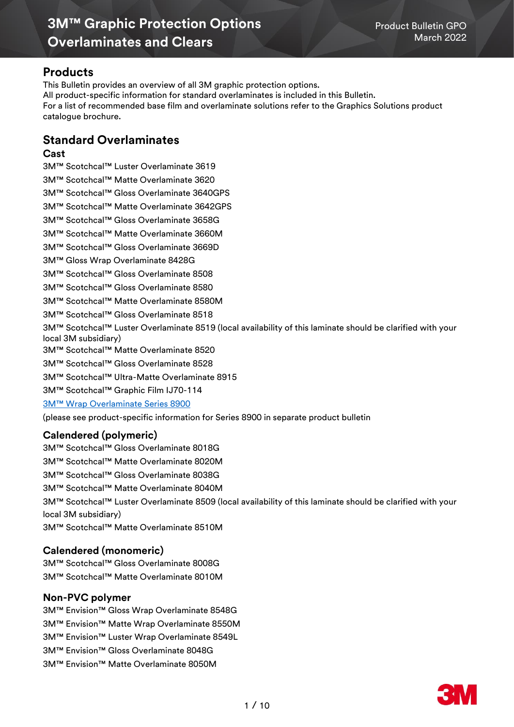# 3M™ Graphic Protection Options Overlaminates and Clears

Product Bulletin GPO
March 2022

## Products

This Bulletin provides an overview of all 3M graphic protection options.
All product-specific information for standard overlaminates is included in this Bulletin.
For a list of recommended base film and overlaminate solutions refer to the Graphics Solutions product catalogue brochure.

## Standard Overlaminates

### Cast

3M™ Scotchcal™ Luster Overlaminate 3619
3M™ Scotchcal™ Matte Overlaminate 3620
3M™ Scotchcal™ Gloss Overlaminate 3640GPS
3M™ Scotchcal™ Matte Overlaminate 3642GPS
3M™ Scotchcal™ Gloss Overlaminate 3658G
3M™ Scotchcal™ Matte Overlaminate 3660M
3M™ Scotchcal™ Gloss Overlaminate 3669D
3M™ Gloss Wrap Overlaminate 8428G
3M™ Scotchcal™ Gloss Overlaminate 8508
3M™ Scotchcal™ Gloss Overlaminate 8580
3M™ Scotchcal™ Matte Overlaminate 8580M
3M™ Scotchcal™ Gloss Overlaminate 8518
3M™ Scotchcal™ Luster Overlaminate 8519 (local availability of this laminate should be clarified with your local 3M subsidiary)
3M™ Scotchcal™ Matte Overlaminate 8520
3M™ Scotchcal™ Gloss Overlaminate 8528
3M™ Scotchcal™ Ultra-Matte Overlaminate 8915
3M™ Scotchcal™ Graphic Film IJ70-114
3M™ Wrap Overlaminate Series 8900
(please see product-specific information for Series 8900 in separate product bulletin

### Calendered (polymeric)

3M™ Scotchcal™ Gloss Overlaminate 8018G
3M™ Scotchcal™ Matte Overlaminate 8020M
3M™ Scotchcal™ Gloss Overlaminate 8038G
3M™ Scotchcal™ Matte Overlaminate 8040M
3M™ Scotchcal™ Luster Overlaminate 8509 (local availability of this laminate should be clarified with your local 3M subsidiary)
3M™ Scotchcal™ Matte Overlaminate 8510M

### Calendered (monomeric)

3M™ Scotchcal™ Gloss Overlaminate 8008G
3M™ Scotchcal™ Matte Overlaminate 8010M

### Non-PVC polymer

3M™ Envision™ Gloss Wrap Overlaminate 8548G
3M™ Envision™ Matte Wrap Overlaminate 8550M
3M™ Envision™ Luster Wrap Overlaminate 8549L
3M™ Envision™ Gloss Overlaminate 8048G
3M™ Envision™ Matte Overlaminate 8050M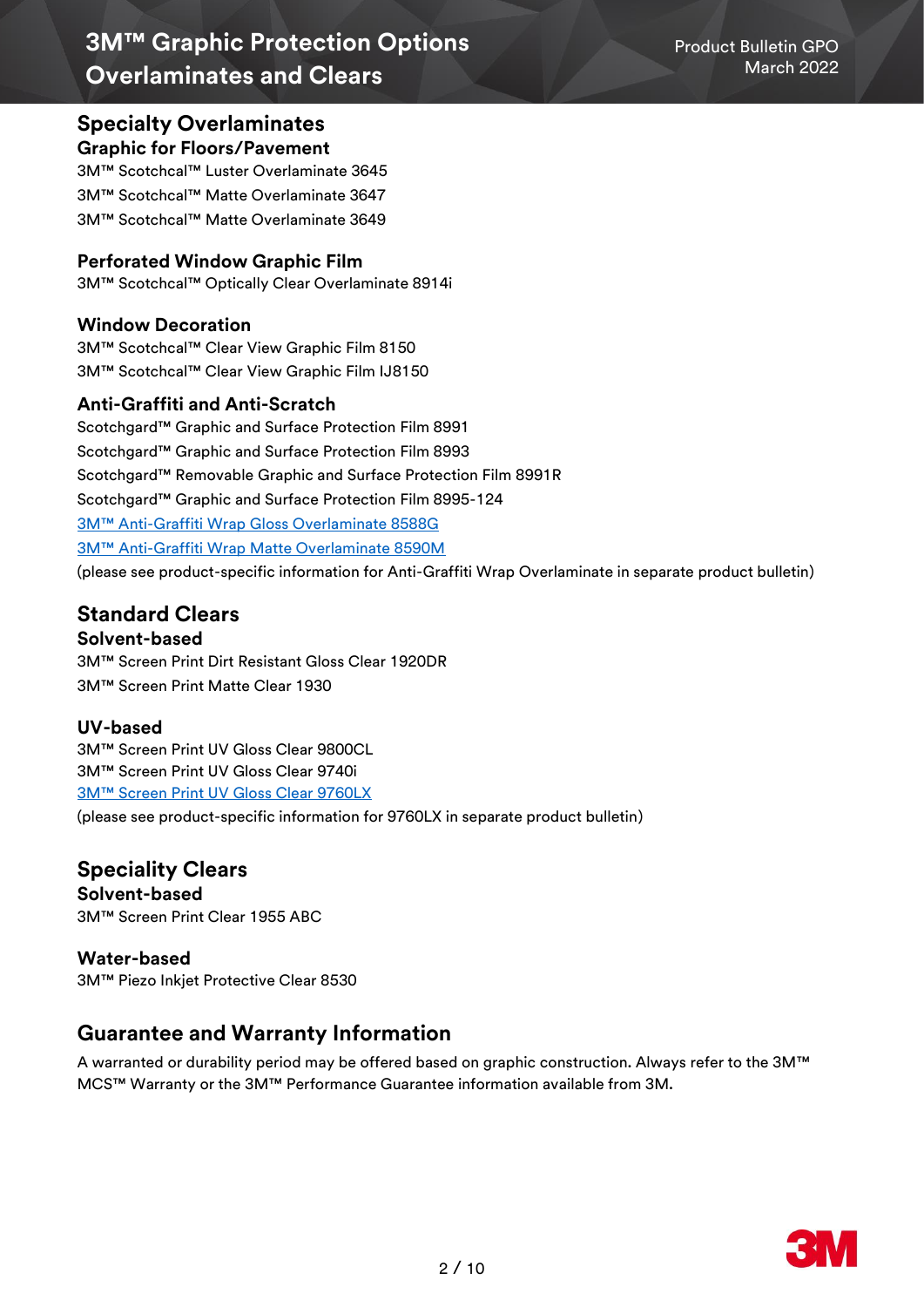## Specialty Overlaminates

### Graphic for Floors/Pavement

3M™ Scotchcal™ Luster Overlaminate 3645
3M™ Scotchcal™ Matte Overlaminate 3647
3M™ Scotchcal™ Matte Overlaminate 3649

### Perforated Window Graphic Film

3M™ Scotchcal™ Optically Clear Overlaminate 8914i

### Window Decoration

3M™ Scotchcal™ Clear View Graphic Film 8150
3M™ Scotchcal™ Clear View Graphic Film IJ8150

### Anti-Graffiti and Anti-Scratch

Scotchgard™ Graphic and Surface Protection Film 8991
Scotchgard™ Graphic and Surface Protection Film 8993
Scotchgard™ Removable Graphic and Surface Protection Film 8991R
Scotchgard™ Graphic and Surface Protection Film 8995-124
3M™ Anti-Graffiti Wrap Gloss Overlaminate 8588G
3M™ Anti-Graffiti Wrap Matte Overlaminate 8590M
(please see product-specific information for Anti-Graffiti Wrap Overlaminate in separate product bulletin)

## Standard Clears

### Solvent-based

3M™ Screen Print Dirt Resistant Gloss Clear 1920DR
3M™ Screen Print Matte Clear 1930

### UV-based

3M™ Screen Print UV Gloss Clear 9800CL
3M™ Screen Print UV Gloss Clear 9740i
3M™ Screen Print UV Gloss Clear 9760LX
(please see product-specific information for 9760LX in separate product bulletin)

## Speciality Clears

### Solvent-based

3M™ Screen Print Clear 1955 ABC

### Water-based

3M™ Piezo Inkjet Protective Clear 8530

## Guarantee and Warranty Information

A warranted or durability period may be offered based on graphic construction. Always refer to the 3M™ MCS™ Warranty or the 3M™ Performance Guarantee information available from 3M.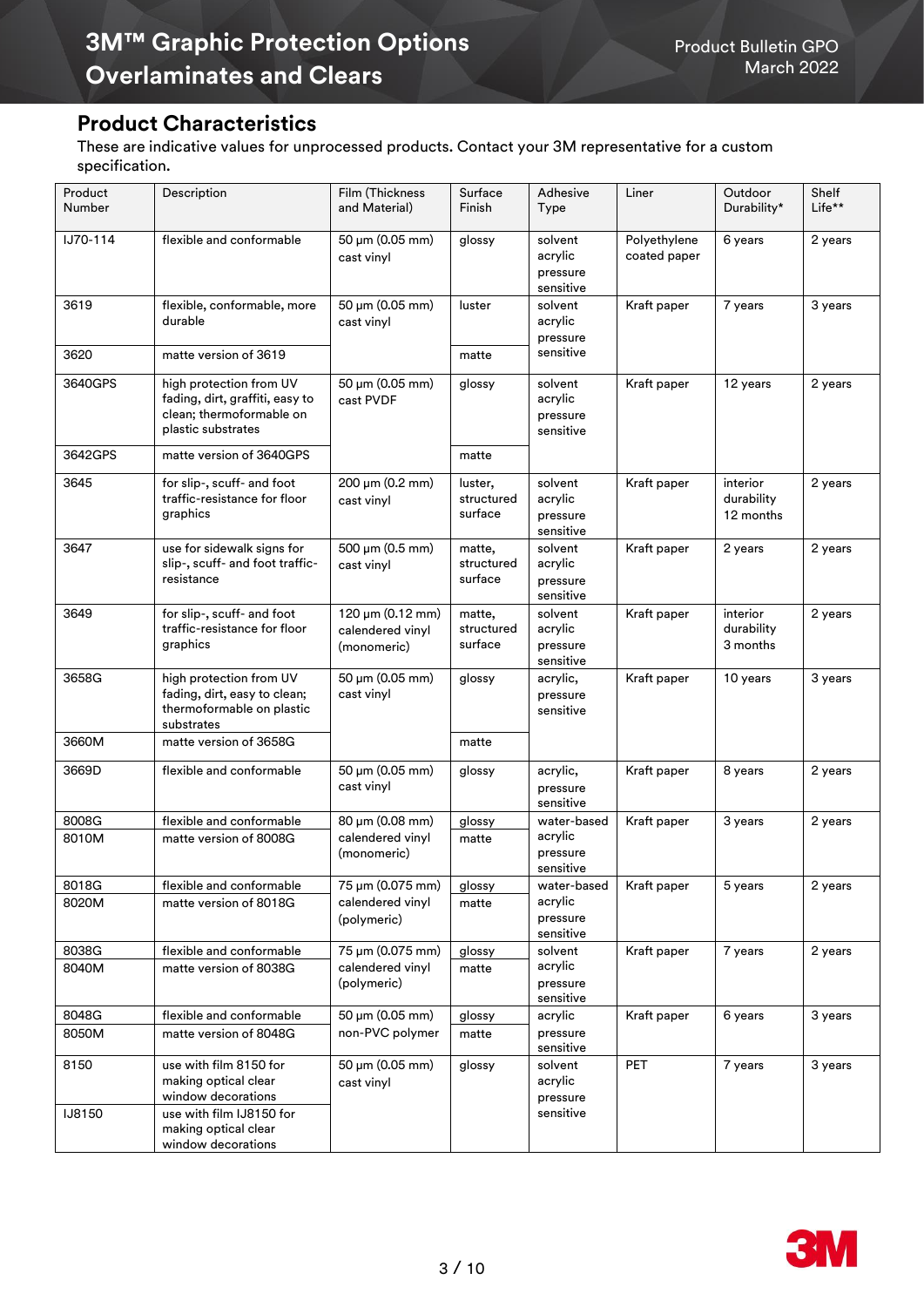## Product Characteristics

These are indicative values for unprocessed products. Contact your 3M representative for a custom specification.

| Product Number | Description | Film (Thickness and Material) | Surface Finish | Adhesive Type | Liner | Outdoor Durability* | Shelf Life** |
|---|---|---|---|---|---|---|---|
| IJ70-114 | flexible and conformable | 50 µm (0.05 mm) cast vinyl | glossy | solvent acrylic pressure sensitive | Polyethylene coated paper | 6 years | 2 years |
| 3619 | flexible, conformable, more durable | 50 µm (0.05 mm) cast vinyl | luster | solvent acrylic pressure sensitive | Kraft paper | 7 years | 3 years |
| 3620 | matte version of 3619 | | matte | | | | |
| 3640GPS | high protection from UV fading, dirt, graffiti, easy to clean; thermoformable on plastic substrates | 50 µm (0.05 mm) cast PVDF | glossy | solvent acrylic pressure sensitive | Kraft paper | 12 years | 2 years |
| 3642GPS | matte version of 3640GPS | | matte | | | | |
| 3645 | for slip-, scuff- and foot traffic-resistance for floor graphics | 200 µm (0.2 mm) cast vinyl | luster, structured surface | solvent acrylic pressure sensitive | Kraft paper | interior durability 12 months | 2 years |
| 3647 | use for sidewalk signs for slip-, scuff- and foot traffic-resistance | 500 µm (0.5 mm) cast vinyl | matte, structured surface | solvent acrylic pressure sensitive | Kraft paper | 2 years | 2 years |
| 3649 | for slip-, scuff- and foot traffic-resistance for floor graphics | 120 µm (0.12 mm) calendered vinyl (monomeric) | matte, structured surface | solvent acrylic pressure sensitive | Kraft paper | interior durability 3 months | 2 years |
| 3658G | high protection from UV fading, dirt, easy to clean; thermoformable on plastic substrates | 50 µm (0.05 mm) cast vinyl | glossy | acrylic, pressure sensitive | Kraft paper | 10 years | 3 years |
| 3660M | matte version of 3658G | | matte | | | | |
| 3669D | flexible and conformable | 50 µm (0.05 mm) cast vinyl | glossy | acrylic, pressure sensitive | Kraft paper | 8 years | 2 years |
| 8008G | flexible and conformable | 80 µm (0.08 mm) calendered vinyl (monomeric) | glossy | water-based acrylic pressure sensitive | Kraft paper | 3 years | 2 years |
| 8010M | matte version of 8008G | | matte | | | | |
| 8018G | flexible and conformable | 75 µm (0.075 mm) calendered vinyl (polymeric) | glossy | water-based acrylic pressure sensitive | Kraft paper | 5 years | 2 years |
| 8020M | matte version of 8018G | | matte | | | | |
| 8038G | flexible and conformable | 75 µm (0.075 mm) calendered vinyl (polymeric) | glossy | solvent acrylic pressure sensitive | Kraft paper | 7 years | 2 years |
| 8040M | matte version of 8038G | | matte | | | | |
| 8048G | flexible and conformable | 50 µm (0.05 mm) non-PVC polymer | glossy | acrylic pressure sensitive | Kraft paper | 6 years | 3 years |
| 8050M | matte version of 8048G | | matte | | | | |
| 8150 | use with film 8150 for making optical clear window decorations | 50 µm (0.05 mm) cast vinyl | glossy | solvent acrylic pressure sensitive | PET | 7 years | 3 years |
| IJ8150 | use with film IJ8150 for making optical clear window decorations | | | | | | |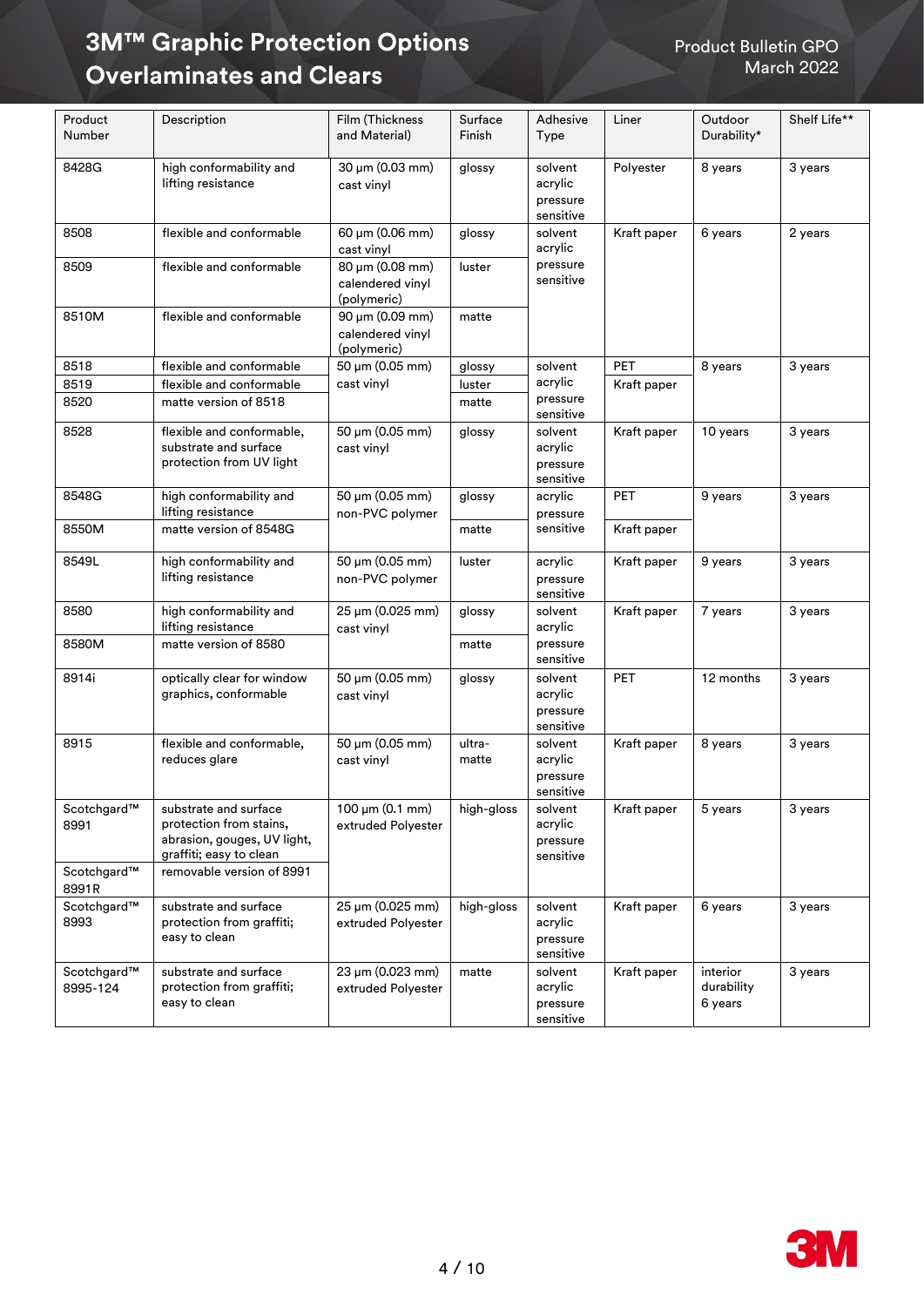| Product Number | Description | Film (Thickness and Material) | Surface Finish | Adhesive Type | Liner | Outdoor Durability* | Shelf Life** |
|---|---|---|---|---|---|---|---|
| 8428G | high conformability and lifting resistance | 30 µm (0.03 mm) cast vinyl | glossy | solvent acrylic pressure sensitive | Polyester | 8 years | 3 years |
| 8508 | flexible and conformable | 60 µm (0.06 mm) cast vinyl | glossy | solvent acrylic pressure sensitive | Kraft paper | 6 years | 2 years |
| 8509 | flexible and conformable | 80 µm (0.08 mm) calendered vinyl (polymeric) | luster | | | | |
| 8510M | flexible and conformable | 90 µm (0.09 mm) calendered vinyl (polymeric) | matte | | | | |
| 8518 | flexible and conformable | 50 µm (0.05 mm) cast vinyl | glossy | solvent acrylic pressure sensitive | PET | 8 years | 3 years |
| 8519 | flexible and conformable | | luster | | Kraft paper | | |
| 8520 | matte version of 8518 | | matte | | | | |
| 8528 | flexible and conformable, substrate and surface protection from UV light | 50 µm (0.05 mm) cast vinyl | glossy | solvent acrylic pressure sensitive | Kraft paper | 10 years | 3 years |
| 8548G | high conformability and lifting resistance | 50 µm (0.05 mm) non-PVC polymer | glossy | acrylic pressure sensitive | PET | 9 years | 3 years |
| 8550M | matte version of 8548G | | matte | | Kraft paper | | |
| 8549L | high conformability and lifting resistance | 50 µm (0.05 mm) non-PVC polymer | luster | acrylic pressure sensitive | Kraft paper | 9 years | 3 years |
| 8580 | high conformability and lifting resistance | 25 µm (0.025 mm) cast vinyl | glossy | solvent acrylic pressure sensitive | Kraft paper | 7 years | 3 years |
| 8580M | matte version of 8580 | | matte | | | | |
| 8914i | optically clear for window graphics, conformable | 50 µm (0.05 mm) cast vinyl | glossy | solvent acrylic pressure sensitive | PET | 12 months | 3 years |
| 8915 | flexible and conformable, reduces glare | 50 µm (0.05 mm) cast vinyl | ultra-matte | solvent acrylic pressure sensitive | Kraft paper | 8 years | 3 years |
| Scotchgard™ 8991 | substrate and surface protection from stains, abrasion, gouges, UV light, graffiti; easy to clean | 100 µm (0.1 mm) extruded Polyester | high-gloss | solvent acrylic pressure sensitive | Kraft paper | 5 years | 3 years |
| Scotchgard™ 8991R | removable version of 8991 | | | | | | |
| Scotchgard™ 8993 | substrate and surface protection from graffiti; easy to clean | 25 µm (0.025 mm) extruded Polyester | high-gloss | solvent acrylic pressure sensitive | Kraft paper | 6 years | 3 years |
| Scotchgard™ 8995-124 | substrate and surface protection from graffiti; easy to clean | 23 µm (0.023 mm) extruded Polyester | matte | solvent acrylic pressure sensitive | Kraft paper | interior durability 6 years | 3 years |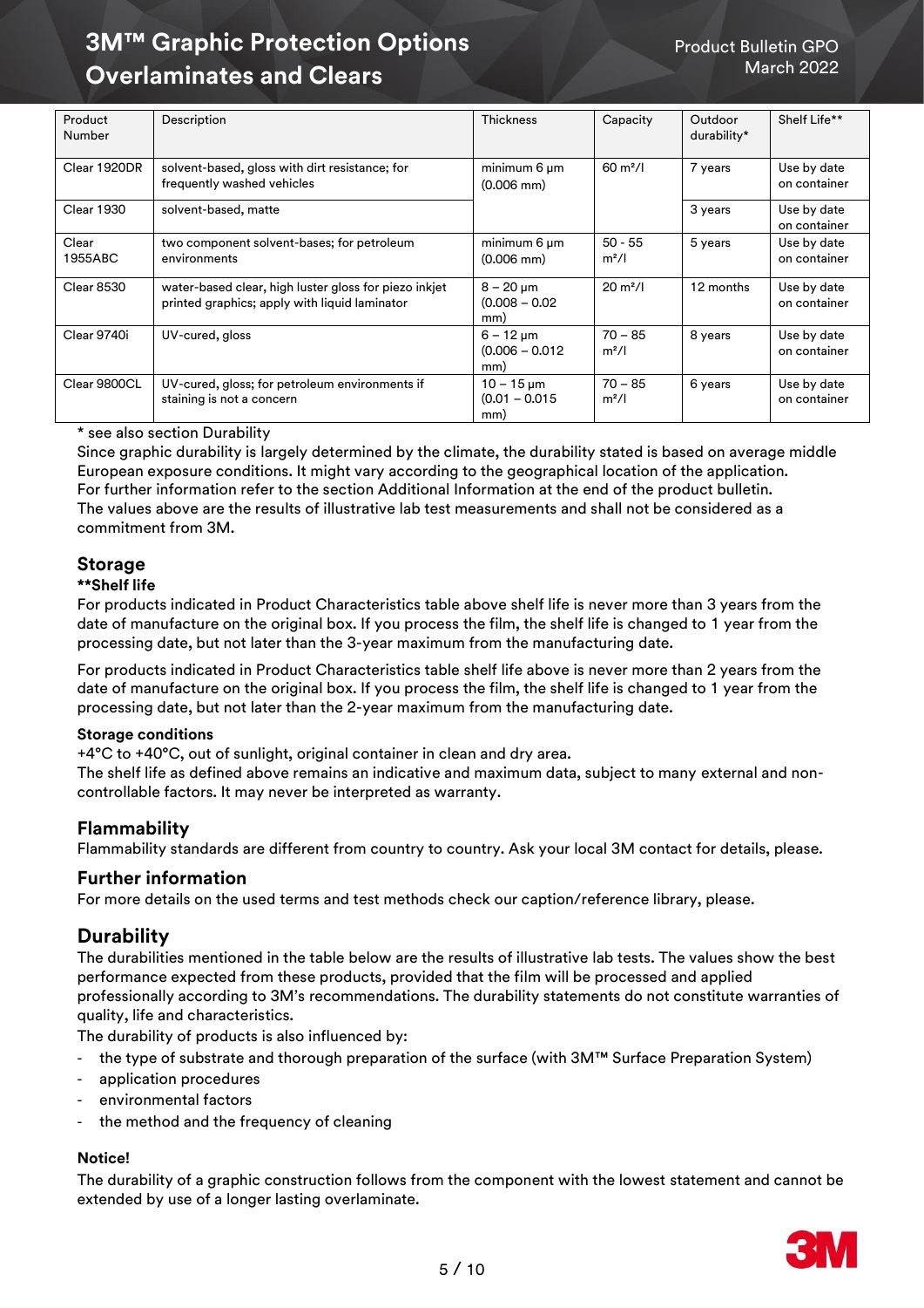| Product Number | Description | Thickness | Capacity | Outdoor durability* | Shelf Life** |
|---|---|---|---|---|---|
| Clear 1920DR | solvent-based, gloss with dirt resistance; for frequently washed vehicles | minimum 6 µm (0.006 mm) | 60 m²/l | 7 years | Use by date on container |
| Clear 1930 | solvent-based, matte | | | 3 years | Use by date on container |
| Clear 1955ABC | two component solvent-bases; for petroleum environments | minimum 6 µm (0.006 mm) | 50 - 55 m²/l | 5 years | Use by date on container |
| Clear 8530 | water-based clear, high luster gloss for piezo inkjet printed graphics; apply with liquid laminator | 8 – 20 µm (0.008 – 0.02 mm) | 20 m²/l | 12 months | Use by date on container |
| Clear 9740i | UV-cured, gloss | 6 – 12 µm (0.006 – 0.012 mm) | 70 – 85 m²/l | 8 years | Use by date on container |
| Clear 9800CL | UV-cured, gloss; for petroleum environments if staining is not a concern | 10 – 15 µm (0.01 – 0.015 mm) | 70 – 85 m²/l | 6 years | Use by date on container |

\* see also section Durability

Since graphic durability is largely determined by the climate, the durability stated is based on average middle European exposure conditions. It might vary according to the geographical location of the application.
For further information refer to the section Additional Information at the end of the product bulletin.
The values above are the results of illustrative lab test measurements and shall not be considered as a commitment from 3M.

## Storage

**\*\*Shelf life**

For products indicated in Product Characteristics table above shelf life is never more than 3 years from the date of manufacture on the original box. If you process the film, the shelf life is changed to 1 year from the processing date, but not later than the 3-year maximum from the manufacturing date.

For products indicated in Product Characteristics table shelf life above is never more than 2 years from the date of manufacture on the original box. If you process the film, the shelf life is changed to 1 year from the processing date, but not later than the 2-year maximum from the manufacturing date.

**Storage conditions**

+4°C to +40°C, out of sunlight, original container in clean and dry area.
The shelf life as defined above remains an indicative and maximum data, subject to many external and non-controllable factors. It may never be interpreted as warranty.

## Flammability

Flammability standards are different from country to country. Ask your local 3M contact for details, please.

## Further information

For more details on the used terms and test methods check our caption/reference library, please.

## Durability

The durabilities mentioned in the table below are the results of illustrative lab tests. The values show the best performance expected from these products, provided that the film will be processed and applied professionally according to 3M's recommendations. The durability statements do not constitute warranties of quality, life and characteristics.
The durability of products is also influenced by:

- the type of substrate and thorough preparation of the surface (with 3M™ Surface Preparation System)
- application procedures
- environmental factors
- the method and the frequency of cleaning

**Notice!**

The durability of a graphic construction follows from the component with the lowest statement and cannot be extended by use of a longer lasting overlaminate.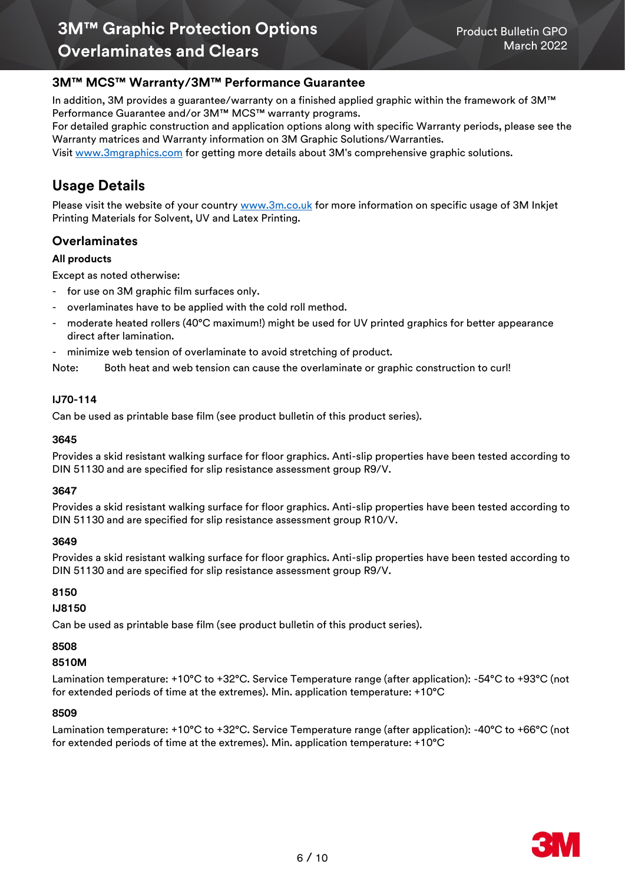### 3M™ MCS™ Warranty/3M™ Performance Guarantee

In addition, 3M provides a guarantee/warranty on a finished applied graphic within the framework of 3M™ Performance Guarantee and/or 3M™ MCS™ warranty programs.
For detailed graphic construction and application options along with specific Warranty periods, please see the Warranty matrices and Warranty information on 3M Graphic Solutions/Warranties.
Visit www.3mgraphics.com for getting more details about 3M's comprehensive graphic solutions.

## Usage Details

Please visit the website of your country www.3m.co.uk for more information on specific usage of 3M Inkjet Printing Materials for Solvent, UV and Latex Printing.

### Overlaminates

**All products**

Except as noted otherwise:

- for use on 3M graphic film surfaces only.
- overlaminates have to be applied with the cold roll method.
- moderate heated rollers (40°C maximum!) might be used for UV printed graphics for better appearance direct after lamination.
- minimize web tension of overlaminate to avoid stretching of product.

Note: Both heat and web tension can cause the overlaminate or graphic construction to curl!

**IJ70-114**

Can be used as printable base film (see product bulletin of this product series).

**3645**

Provides a skid resistant walking surface for floor graphics. Anti-slip properties have been tested according to DIN 51130 and are specified for slip resistance assessment group R9/V.

**3647**

Provides a skid resistant walking surface for floor graphics. Anti-slip properties have been tested according to DIN 51130 and are specified for slip resistance assessment group R10/V.

**3649**

Provides a skid resistant walking surface for floor graphics. Anti-slip properties have been tested according to DIN 51130 and are specified for slip resistance assessment group R9/V.

**8150**

**IJ8150**

Can be used as printable base film (see product bulletin of this product series).

**8508**

**8510M**

Lamination temperature: +10°C to +32°C. Service Temperature range (after application): -54°C to +93°C (not for extended periods of time at the extremes). Min. application temperature: +10°C

**8509**

Lamination temperature: +10°C to +32°C. Service Temperature range (after application): -40°C to +66°C (not for extended periods of time at the extremes). Min. application temperature: +10°C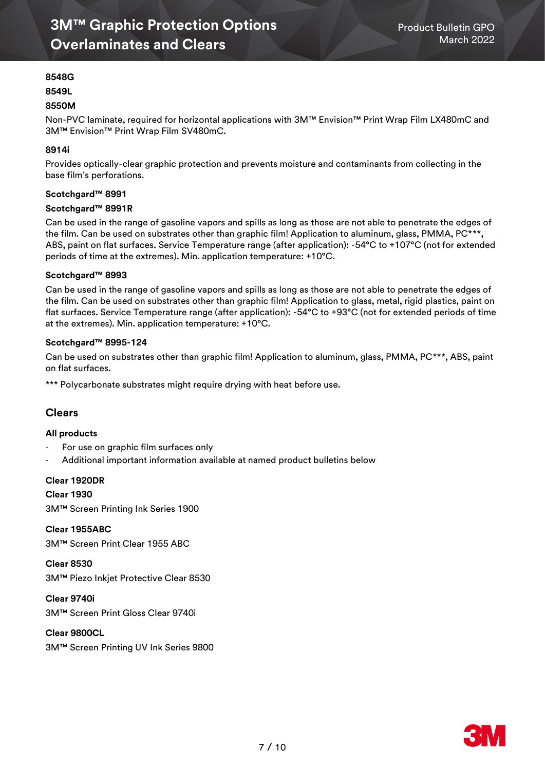**8548G**

**8549L**

**8550M**

Non-PVC laminate, required for horizontal applications with 3M™ Envision™ Print Wrap Film LX480mC and 3M™ Envision™ Print Wrap Film SV480mC.

**8914i**

Provides optically-clear graphic protection and prevents moisture and contaminants from collecting in the base film's perforations.

**Scotchgard™ 8991**

**Scotchgard™ 8991R**

Can be used in the range of gasoline vapors and spills as long as those are not able to penetrate the edges of the film. Can be used on substrates other than graphic film! Application to aluminum, glass, PMMA, PC***, ABS, paint on flat surfaces. Service Temperature range (after application): -54°C to +107°C (not for extended periods of time at the extremes). Min. application temperature: +10°C.

**Scotchgard™ 8993**

Can be used in the range of gasoline vapors and spills as long as those are not able to penetrate the edges of the film. Can be used on substrates other than graphic film! Application to glass, metal, rigid plastics, paint on flat surfaces. Service Temperature range (after application): -54°C to +93°C (not for extended periods of time at the extremes). Min. application temperature: +10°C.

**Scotchgard™ 8995-124**

Can be used on substrates other than graphic film! Application to aluminum, glass, PMMA, PC***, ABS, paint on flat surfaces.

*** Polycarbonate substrates might require drying with heat before use.

## Clears

**All products**

- For use on graphic film surfaces only
- Additional important information available at named product bulletins below

**Clear 1920DR**

**Clear 1930**

3M™ Screen Printing Ink Series 1900

**Clear 1955ABC**

3M™ Screen Print Clear 1955 ABC

**Clear 8530**

3M™ Piezo Inkjet Protective Clear 8530

**Clear 9740i**

3M™ Screen Print Gloss Clear 9740i

**Clear 9800CL**

3M™ Screen Printing UV Ink Series 9800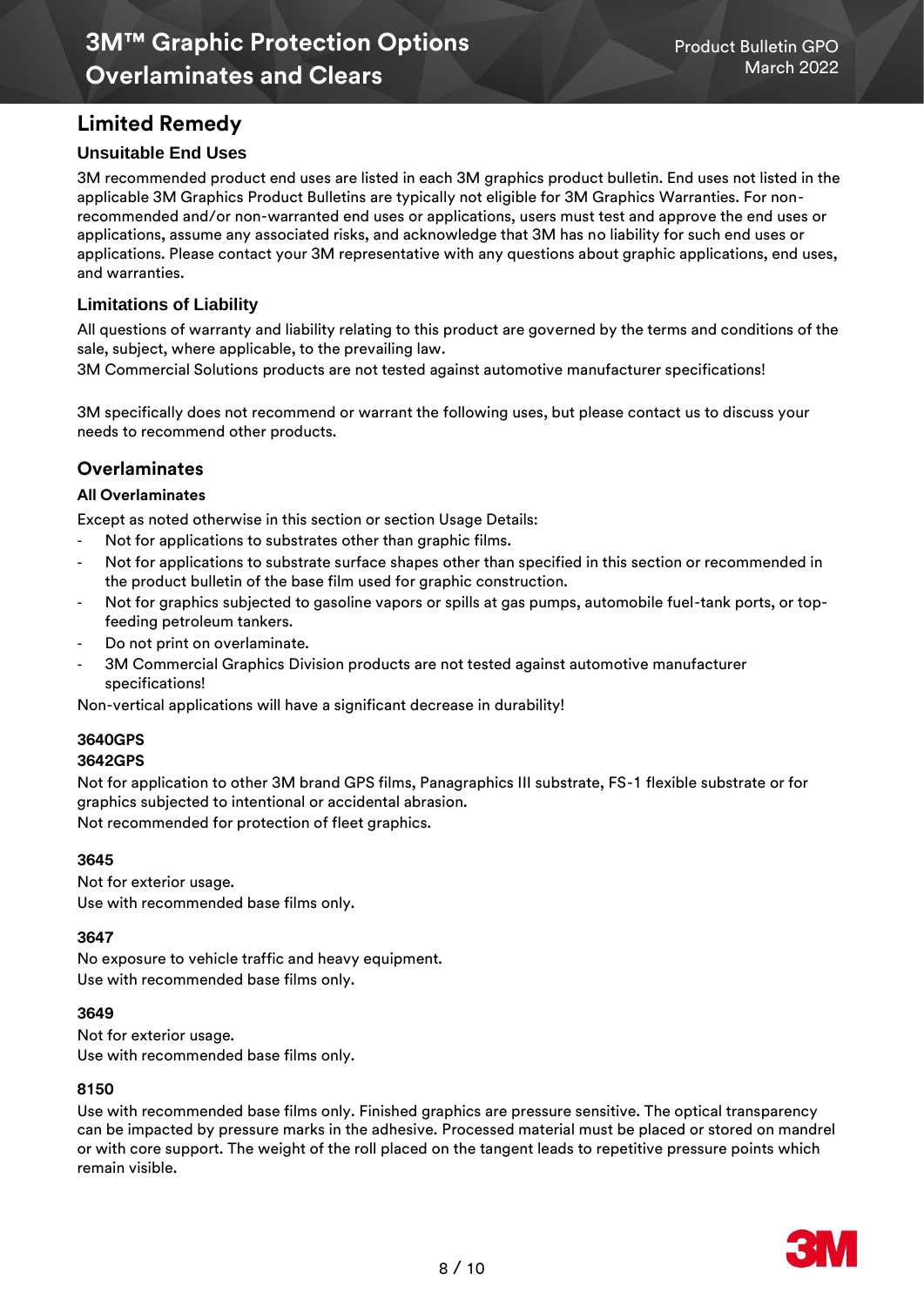## Limited Remedy

### Unsuitable End Uses

3M recommended product end uses are listed in each 3M graphics product bulletin. End uses not listed in the applicable 3M Graphics Product Bulletins are typically not eligible for 3M Graphics Warranties. For non-recommended and/or non-warranted end uses or applications, users must test and approve the end uses or applications, assume any associated risks, and acknowledge that 3M has no liability for such end uses or applications. Please contact your 3M representative with any questions about graphic applications, end uses, and warranties.

### Limitations of Liability

All questions of warranty and liability relating to this product are governed by the terms and conditions of the sale, subject, where applicable, to the prevailing law.
3M Commercial Solutions products are not tested against automotive manufacturer specifications!

3M specifically does not recommend or warrant the following uses, but please contact us to discuss your needs to recommend other products.

## Overlaminates

**All Overlaminates**

Except as noted otherwise in this section or section Usage Details:

- Not for applications to substrates other than graphic films.
- Not for applications to substrate surface shapes other than specified in this section or recommended in the product bulletin of the base film used for graphic construction.
- Not for graphics subjected to gasoline vapors or spills at gas pumps, automobile fuel-tank ports, or top-feeding petroleum tankers.
- Do not print on overlaminate.
- 3M Commercial Graphics Division products are not tested against automotive manufacturer specifications!

Non-vertical applications will have a significant decrease in durability!

**3640GPS**
**3642GPS**

Not for application to other 3M brand GPS films, Panagraphics III substrate, FS-1 flexible substrate or for graphics subjected to intentional or accidental abrasion.
Not recommended for protection of fleet graphics.

**3645**

Not for exterior usage.
Use with recommended base films only.

**3647**

No exposure to vehicle traffic and heavy equipment.
Use with recommended base films only.

**3649**

Not for exterior usage.
Use with recommended base films only.

**8150**

Use with recommended base films only. Finished graphics are pressure sensitive. The optical transparency can be impacted by pressure marks in the adhesive. Processed material must be placed or stored on mandrel or with core support. The weight of the roll placed on the tangent leads to repetitive pressure points which remain visible.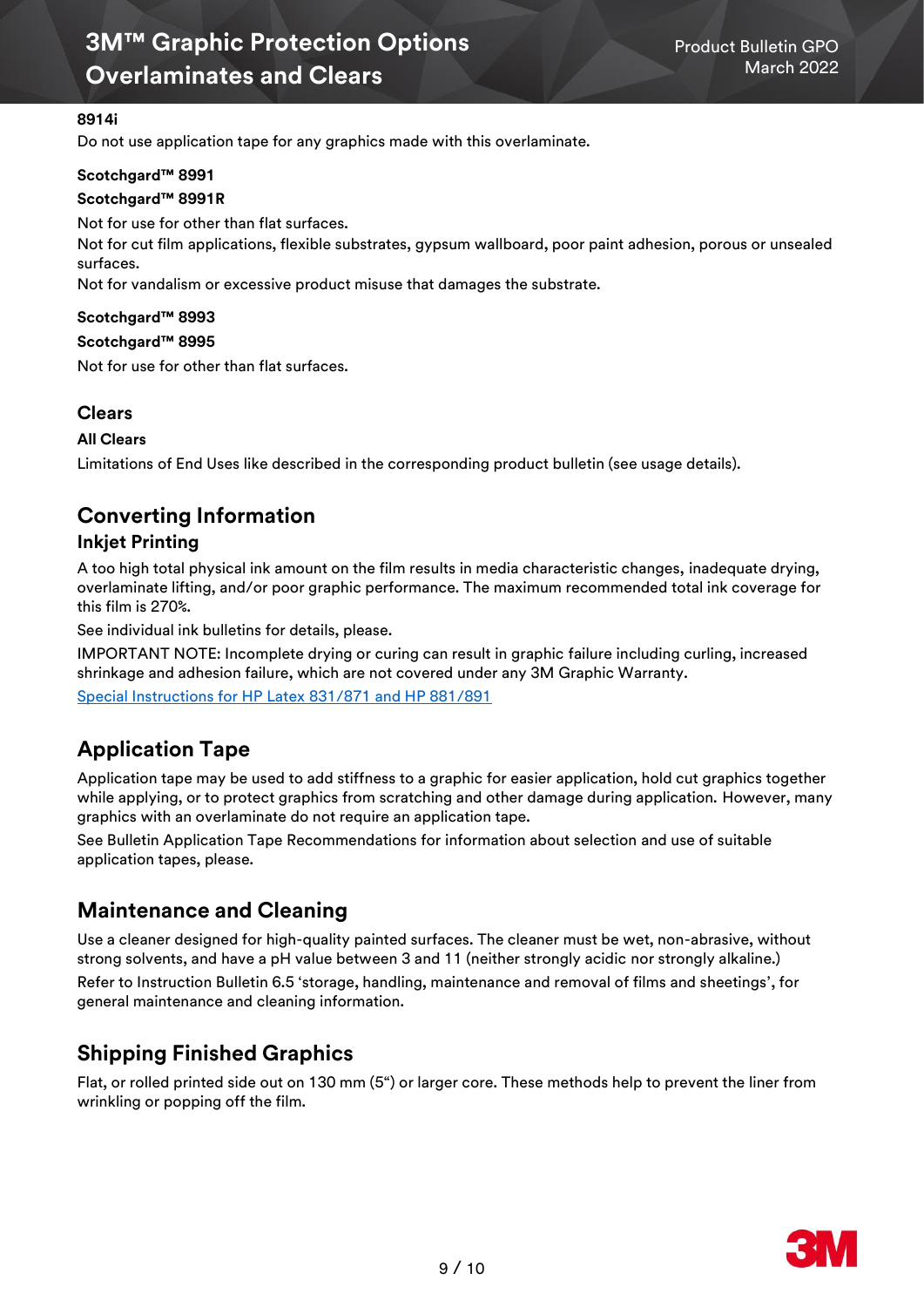**8914i**

Do not use application tape for any graphics made with this overlaminate.

**Scotchgard™ 8991**

**Scotchgard™ 8991R**

Not for use for other than flat surfaces.

Not for cut film applications, flexible substrates, gypsum wallboard, poor paint adhesion, porous or unsealed surfaces.

Not for vandalism or excessive product misuse that damages the substrate.

**Scotchgard™ 8993**

**Scotchgard™ 8995**

Not for use for other than flat surfaces.

### Clears

**All Clears**

Limitations of End Uses like described in the corresponding product bulletin (see usage details).

## Converting Information

### Inkjet Printing

A too high total physical ink amount on the film results in media characteristic changes, inadequate drying, overlaminate lifting, and/or poor graphic performance. The maximum recommended total ink coverage for this film is 270%.

See individual ink bulletins for details, please.

IMPORTANT NOTE: Incomplete drying or curing can result in graphic failure including curling, increased shrinkage and adhesion failure, which are not covered under any 3M Graphic Warranty.

Special Instructions for HP Latex 831/871 and HP 881/891

## Application Tape

Application tape may be used to add stiffness to a graphic for easier application, hold cut graphics together while applying, or to protect graphics from scratching and other damage during application. However, many graphics with an overlaminate do not require an application tape.

See Bulletin Application Tape Recommendations for information about selection and use of suitable application tapes, please.

## Maintenance and Cleaning

Use a cleaner designed for high-quality painted surfaces. The cleaner must be wet, non-abrasive, without strong solvents, and have a pH value between 3 and 11 (neither strongly acidic nor strongly alkaline.)

Refer to Instruction Bulletin 6.5 'storage, handling, maintenance and removal of films and sheetings', for general maintenance and cleaning information.

## Shipping Finished Graphics

Flat, or rolled printed side out on 130 mm (5") or larger core. These methods help to prevent the liner from wrinkling or popping off the film.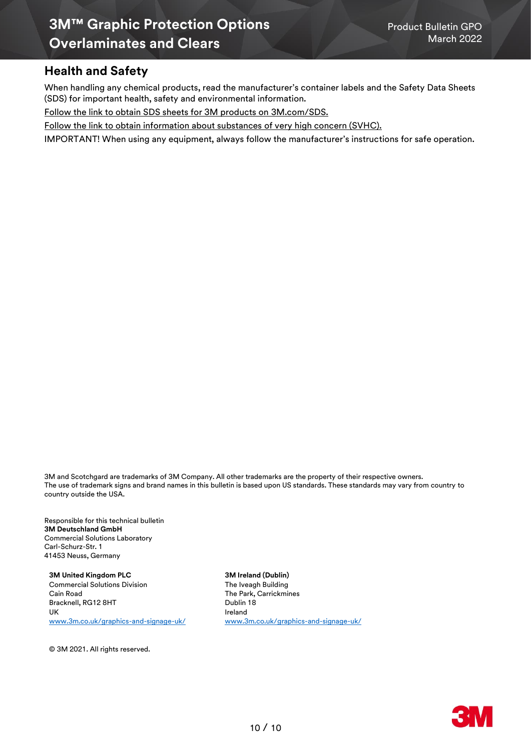## Health and Safety

When handling any chemical products, read the manufacturer's container labels and the Safety Data Sheets (SDS) for important health, safety and environmental information.

Follow the link to obtain SDS sheets for 3M products on 3M.com/SDS.

Follow the link to obtain information about substances of very high concern (SVHC).

IMPORTANT! When using any equipment, always follow the manufacturer's instructions for safe operation.

3M and Scotchgard are trademarks of 3M Company. All other trademarks are the property of their respective owners.
The use of trademark signs and brand names in this bulletin is based upon US standards. These standards may vary from country to country outside the USA.

Responsible for this technical bulletin
**3M Deutschland GmbH**
Commercial Solutions Laboratory
Carl-Schurz-Str. 1
41453 Neuss, Germany

**3M United Kingdom PLC**
Commercial Solutions Division
Cain Road
Bracknell, RG12 8HT
UK
www.3m.co.uk/graphics-and-signage-uk/

**3M Ireland (Dublin)**
The Iveagh Building
The Park, Carrickmines
Dublin 18
Ireland
www.3m.co.uk/graphics-and-signage-uk/

© 3M 2021. All rights reserved.